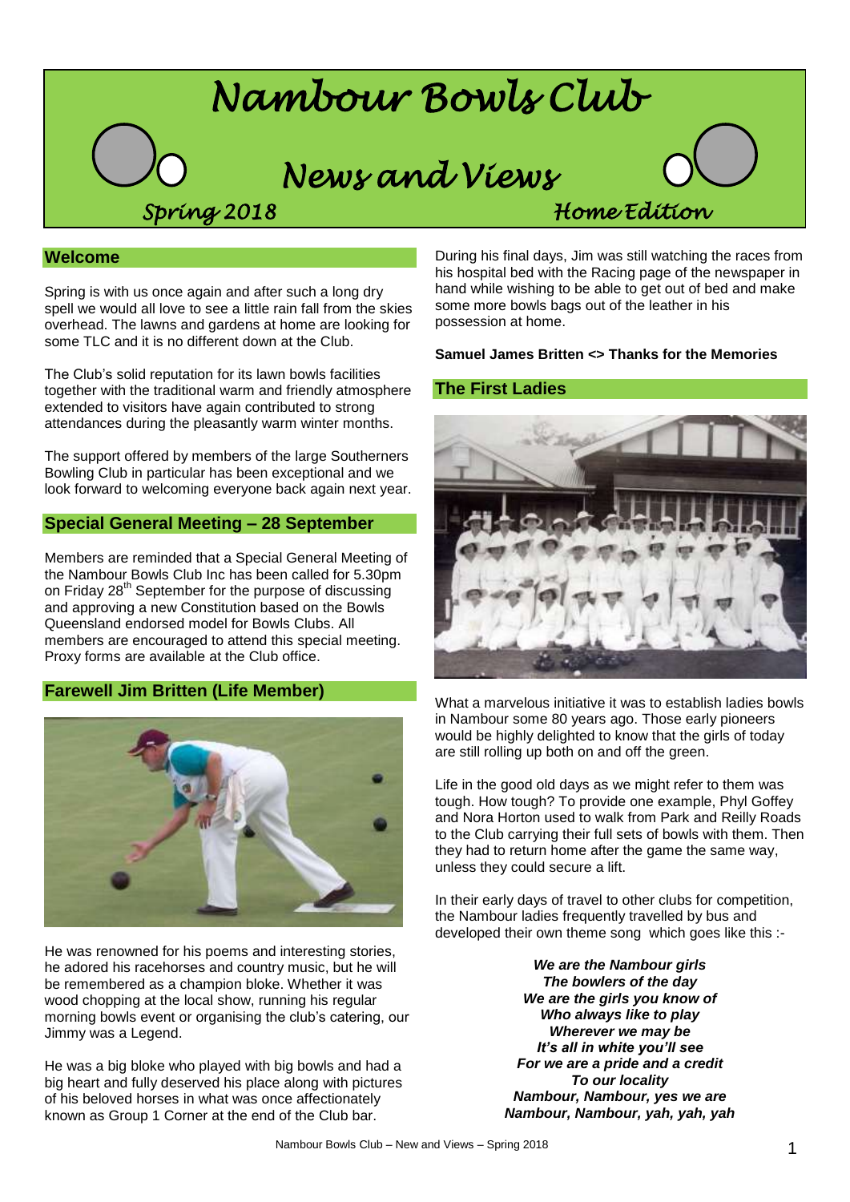# Nambour Bowls Club

## News and Views

*Spring 2018* *Home Edition*

## Welcome

Spring is with us once again and after such a long dry spell we would all love to see a little rain fall from the skies overhead. The lawns and gardens at home are looking for some TLC and it is no different down at the Club.

The Club's solid reputation for its lawn bowls facilities together with the traditional warm and friendly atmosphere extended to visitors have again contributed to strong attendances during the pleasantly warm winter months.

The support offered by members of the large Southerners Bowling Club in particular has been exceptional and we look forward to welcoming everyone back again next year.

## Special General Meeting – 28 September

Members are reminded that a Special General Meeting of the Nambour Bowls Club Inc has been called for 5.30pm on Friday 28th September for the purpose of discussing and approving a new Constitution based on the Bowls Queensland endorsed model for Bowls Clubs. All members are encouraged to attend this special meeting. Proxy forms are available at the Club office.

## Farewell Jim Britten (Life Member)

He was renowned for his poems and interesting stories, he adored his racehorses and country music, but he will be remembered as a champion bloke. Whether it was wood chopping at the local show, running his regular morning bowls event or organising the club's catering, our Jimmy was a Legend.

He was a big bloke who played with big bowls and had a big heart and fully deserved his place along with pictures of his beloved horses in what was once affectionately known as Group 1 Corner at the end of the Club bar.

During his final days, Jim was still watching the races from his hospital bed with the Racing page of the newspaper in hand while wishing to be able to get out of bed and make some more bowls bags out of the leather in his possession at home.

**Samuel James Britten <> Thanks for the Memories**

## The First Ladies

What a marvelous initiative it was to establish ladies bowls in Nambour some 80 years ago. Those early pioneers would be highly delighted to know that the girls of today are still rolling up both on and off the green.

Life in the good old days as we might refer to them was tough. How tough? To provide one example, Phyl Goffey and Nora Horton used to walk from Park and Reilly Roads to the Club carrying their full sets of bowls with them. Then they had to return home after the game the same way, unless they could secure a lift.

In their early days of travel to other clubs for competition, the Nambour ladies frequently travelled by bus and developed their own theme song which goes like this :-

***We are the Nambour girls***
***The bowlers of the day***
***We are the girls you know of***
***Who always like to play***
***Wherever we may be***
***It's all in white you'll see***
***For we are a pride and a credit***
***To our locality***
***Nambour, Nambour, yes we are***
***Nambour, Nambour, yah, yah, yah***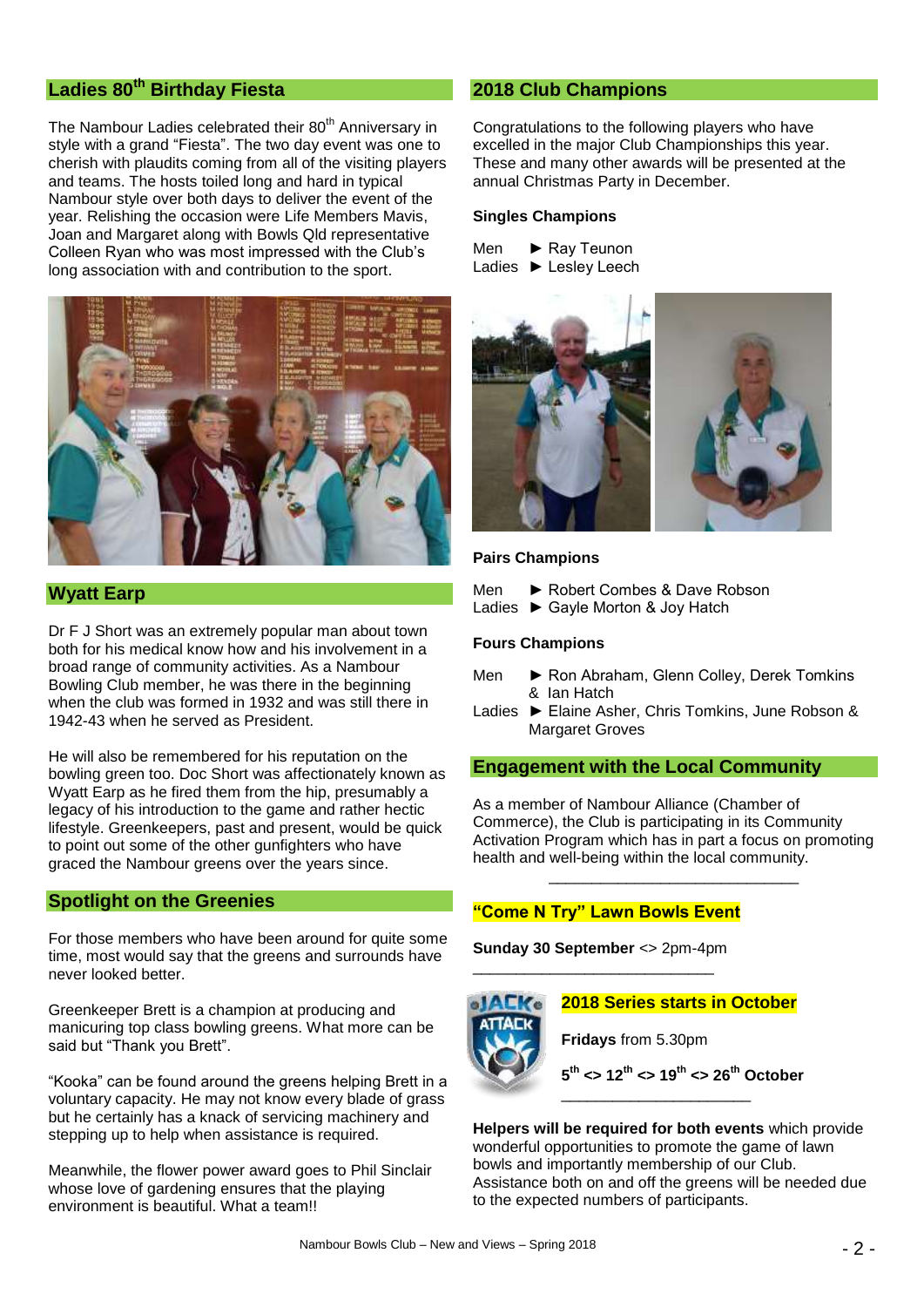## Ladies 80th Birthday Fiesta

The Nambour Ladies celebrated their 80th Anniversary in style with a grand "Fiesta". The two day event was one to cherish with plaudits coming from all of the visiting players and teams. The hosts toiled long and hard in typical Nambour style over both days to deliver the event of the year. Relishing the occasion were Life Members Mavis, Joan and Margaret along with Bowls Qld representative Colleen Ryan who was most impressed with the Club's long association with and contribution to the sport.

## Wyatt Earp

Dr F J Short was an extremely popular man about town both for his medical know how and his involvement in a broad range of community activities. As a Nambour Bowling Club member, he was there in the beginning when the club was formed in 1932 and was still there in 1942-43 when he served as President.

He will also be remembered for his reputation on the bowling green too. Doc Short was affectionately known as Wyatt Earp as he fired them from the hip, presumably a legacy of his introduction to the game and rather hectic lifestyle. Greenkeepers, past and present, would be quick to point out some of the other gunfighters who have graced the Nambour greens over the years since.

## Spotlight on the Greenies

For those members who have been around for quite some time, most would say that the greens and surrounds have never looked better.

Greenkeeper Brett is a champion at producing and manicuring top class bowling greens. What more can be said but "Thank you Brett".

"Kooka" can be found around the greens helping Brett in a voluntary capacity. He may not know every blade of grass but he certainly has a knack of servicing machinery and stepping up to help when assistance is required.

Meanwhile, the flower power award goes to Phil Sinclair whose love of gardening ensures that the playing environment is beautiful. What a team!!

## 2018 Club Champions

Congratulations to the following players who have excelled in the major Club Championships this year. These and many other awards will be presented at the annual Christmas Party in December.

**Singles Champions**

Men ► Ray Teunon
Ladies ► Lesley Leech

**Pairs Champions**

Men ► Robert Combes & Dave Robson
Ladies ► Gayle Morton & Joy Hatch

**Fours Champions**

Men ► Ron Abraham, Glenn Colley, Derek Tomkins & Ian Hatch
Ladies ► Elaine Asher, Chris Tomkins, June Robson & Margaret Groves

## Engagement with the Local Community

As a member of Nambour Alliance (Chamber of Commerce), the Club is participating in its Community Activation Program which has in part a focus on promoting health and well-being within the local community.

---

**"Come N Try" Lawn Bowls Event**

**Sunday 30 September** <> 2pm-4pm

---

**2018 Series starts in October**

**Fridays** from 5.30pm

**5th <> 12th <> 19th <> 26th October**

---

**Helpers will be required for both events** which provide wonderful opportunities to promote the game of lawn bowls and importantly membership of our Club. Assistance both on and off the greens will be needed due to the expected numbers of participants.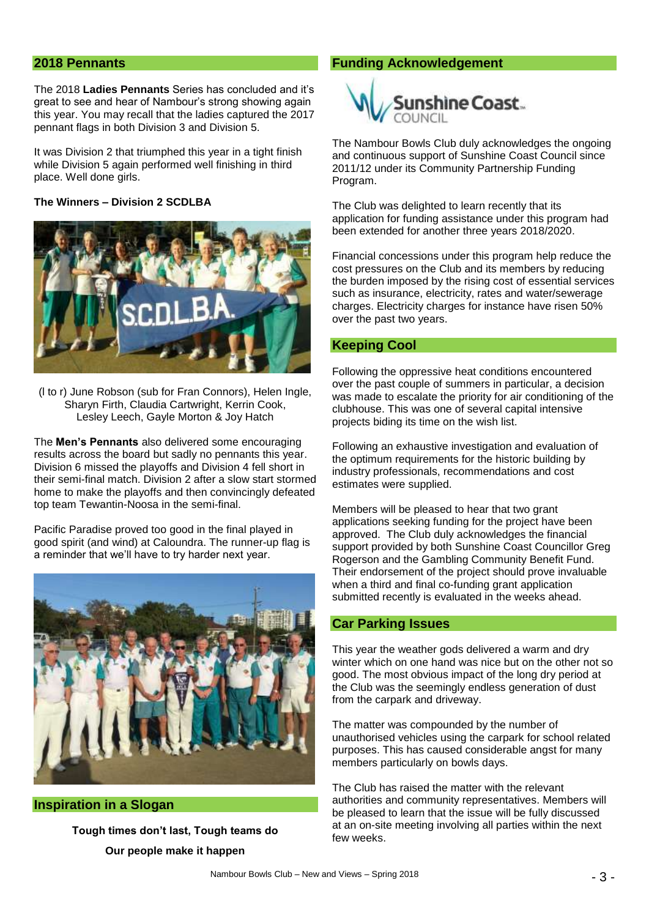## 2018 Pennants

The 2018 **Ladies Pennants** Series has concluded and it's great to see and hear of Nambour's strong showing again this year. You may recall that the ladies captured the 2017 pennant flags in both Division 3 and Division 5.

It was Division 2 that triumphed this year in a tight finish while Division 5 again performed well finishing in third place. Well done girls.

**The Winners – Division 2 SCDLBA**

(l to r) June Robson (sub for Fran Connors), Helen Ingle, Sharyn Firth, Claudia Cartwright, Kerrin Cook, Lesley Leech, Gayle Morton & Joy Hatch

The **Men's Pennants** also delivered some encouraging results across the board but sadly no pennants this year. Division 6 missed the playoffs and Division 4 fell short in their semi-final match. Division 2 after a slow start stormed home to make the playoffs and then convincingly defeated top team Tewantin-Noosa in the semi-final.

Pacific Paradise proved too good in the final played in good spirit (and wind) at Caloundra. The runner-up flag is a reminder that we'll have to try harder next year.

## Inspiration in a Slogan

**Tough times don't last, Tough teams do**

**Our people make it happen**

## Funding Acknowledgement

The Nambour Bowls Club duly acknowledges the ongoing and continuous support of Sunshine Coast Council since 2011/12 under its Community Partnership Funding Program.

The Club was delighted to learn recently that its application for funding assistance under this program had been extended for another three years 2018/2020.

Financial concessions under this program help reduce the cost pressures on the Club and its members by reducing the burden imposed by the rising cost of essential services such as insurance, electricity, rates and water/sewerage charges. Electricity charges for instance have risen 50% over the past two years.

## Keeping Cool

Following the oppressive heat conditions encountered over the past couple of summers in particular, a decision was made to escalate the priority for air conditioning of the clubhouse. This was one of several capital intensive projects biding its time on the wish list.

Following an exhaustive investigation and evaluation of the optimum requirements for the historic building by industry professionals, recommendations and cost estimates were supplied.

Members will be pleased to hear that two grant applications seeking funding for the project have been approved. The Club duly acknowledges the financial support provided by both Sunshine Coast Councillor Greg Rogerson and the Gambling Community Benefit Fund. Their endorsement of the project should prove invaluable when a third and final co-funding grant application submitted recently is evaluated in the weeks ahead.

## Car Parking Issues

This year the weather gods delivered a warm and dry winter which on one hand was nice but on the other not so good. The most obvious impact of the long dry period at the Club was the seemingly endless generation of dust from the carpark and driveway.

The matter was compounded by the number of unauthorised vehicles using the carpark for school related purposes. This has caused considerable angst for many members particularly on bowls days.

The Club has raised the matter with the relevant authorities and community representatives. Members will be pleased to learn that the issue will be fully discussed at an on-site meeting involving all parties within the next few weeks.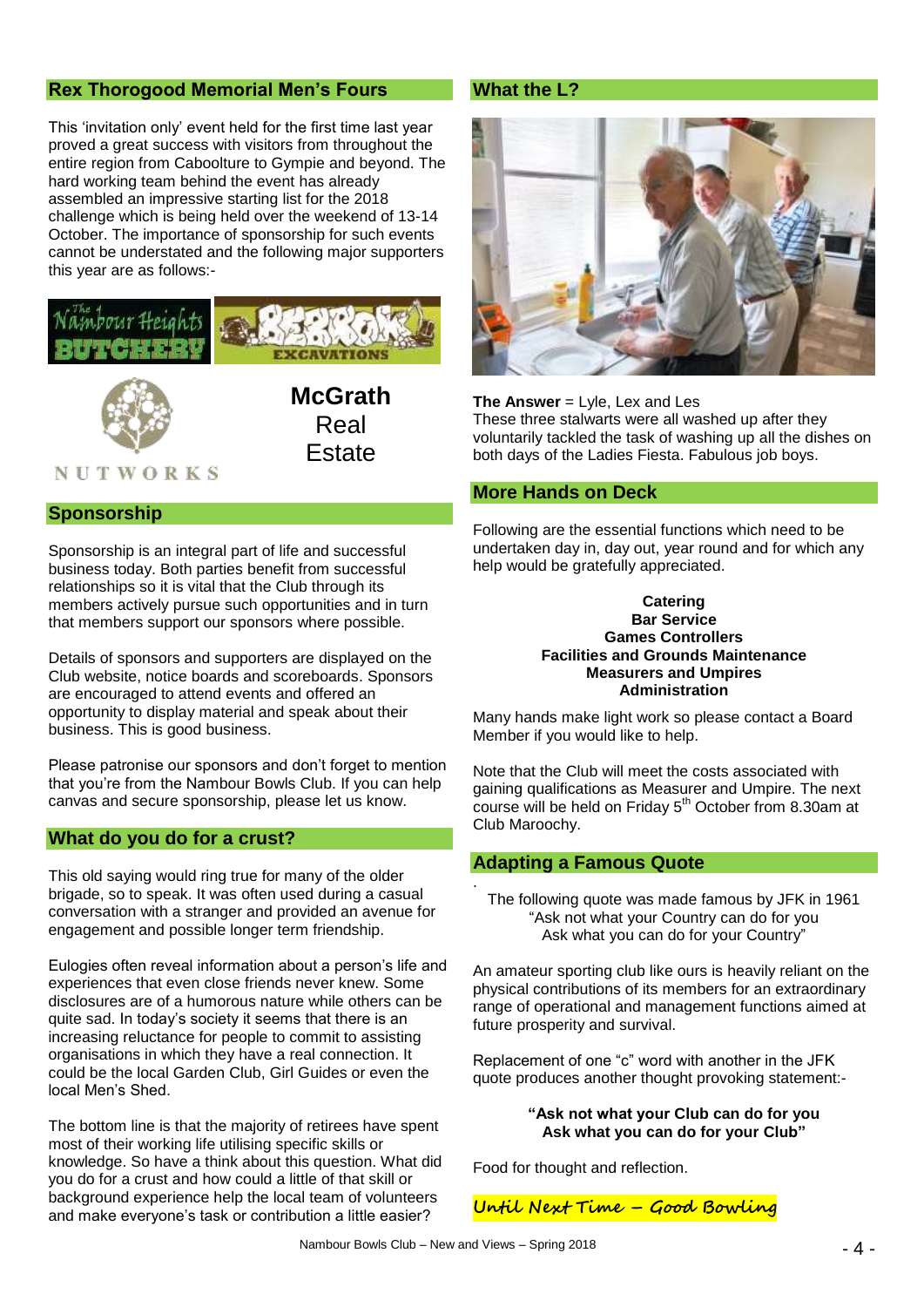## Rex Thorogood Memorial Men's Fours

This 'invitation only' event held for the first time last year proved a great success with visitors from throughout the entire region from Caboolture to Gympie and beyond. The hard working team behind the event has already assembled an impressive starting list for the 2018 challenge which is being held over the weekend of 13-14 October. The importance of sponsorship for such events cannot be understated and the following major supporters this year are as follows:-

The Nambour Heights BUTCHERY

BERBOK EXCAVATIONS

NUTWORKS

**McGrath**
Real
Estate

## Sponsorship

Sponsorship is an integral part of life and successful business today. Both parties benefit from successful relationships so it is vital that the Club through its members actively pursue such opportunities and in turn that members support our sponsors where possible.

Details of sponsors and supporters are displayed on the Club website, notice boards and scoreboards. Sponsors are encouraged to attend events and offered an opportunity to display material and speak about their business. This is good business.

Please patronise our sponsors and don't forget to mention that you're from the Nambour Bowls Club. If you can help canvas and secure sponsorship, please let us know.

## What do you do for a crust?

This old saying would ring true for many of the older brigade, so to speak. It was often used during a casual conversation with a stranger and provided an avenue for engagement and possible longer term friendship.

Eulogies often reveal information about a person's life and experiences that even close friends never knew. Some disclosures are of a humorous nature while others can be quite sad. In today's society it seems that there is an increasing reluctance for people to commit to assisting organisations in which they have a real connection. It could be the local Garden Club, Girl Guides or even the local Men's Shed.

The bottom line is that the majority of retirees have spent most of their working life utilising specific skills or knowledge. So have a think about this question. What did you do for a crust and how could a little of that skill or background experience help the local team of volunteers and make everyone's task or contribution a little easier?

## What the L?

**The Answer** = Lyle, Lex and Les
These three stalwarts were all washed up after they voluntarily tackled the task of washing up all the dishes on both days of the Ladies Fiesta. Fabulous job boys.

## More Hands on Deck

Following are the essential functions which need to be undertaken day in, day out, year round and for which any help would be gratefully appreciated.

**Catering**
**Bar Service**
**Games Controllers**
**Facilities and Grounds Maintenance**
**Measurers and Umpires**
**Administration**

Many hands make light work so please contact a Board Member if you would like to help.

Note that the Club will meet the costs associated with gaining qualifications as Measurer and Umpire. The next course will be held on Friday 5th October from 8.30am at Club Maroochy.

## Adapting a Famous Quote

The following quote was made famous by JFK in 1961
"Ask not what your Country can do for you
Ask what you can do for your Country"

An amateur sporting club like ours is heavily reliant on the physical contributions of its members for an extraordinary range of operational and management functions aimed at future prosperity and survival.

Replacement of one "c" word with another in the JFK quote produces another thought provoking statement:-

**"Ask not what your Club can do for you**
**Ask what you can do for your Club"**

Food for thought and reflection.

***Until Next Time – Good Bowling***